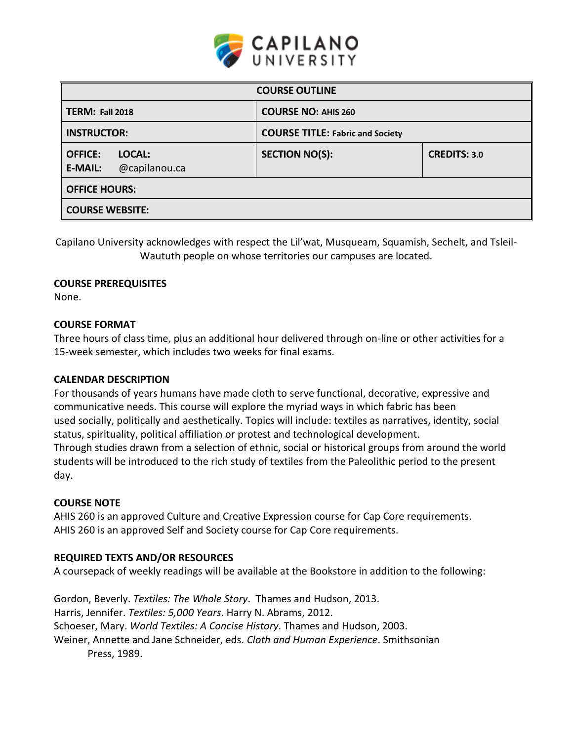# CAPILANO UNIVERSITY

| COURSE OUTLINE | | |
|---|---|---|
| **TERM:** Fall 2018 | **COURSE NO:** AHIS 260 | |
| **INSTRUCTOR:** | **COURSE TITLE:** Fabric and Society | |
| **OFFICE:** **LOCAL:** **E-MAIL:** @capilanou.ca | **SECTION NO(S):** | **CREDITS:** 3.0 |
| **OFFICE HOURS:** | | |
| **COURSE WEBSITE:** | | |

Capilano University acknowledges with respect the Lil'wat, Musqueam, Squamish, Sechelt, and Tsleil-Waututh people on whose territories our campuses are located.

**COURSE PREREQUISITES**

None.

**COURSE FORMAT**

Three hours of class time, plus an additional hour delivered through on-line or other activities for a 15-week semester, which includes two weeks for final exams.

**CALENDAR DESCRIPTION**

For thousands of years humans have made cloth to serve functional, decorative, expressive and communicative needs. This course will explore the myriad ways in which fabric has been used socially, politically and aesthetically. Topics will include: textiles as narratives, identity, social status, spirituality, political affiliation or protest and technological development. Through studies drawn from a selection of ethnic, social or historical groups from around the world students will be introduced to the rich study of textiles from the Paleolithic period to the present day.

**COURSE NOTE**

AHIS 260 is an approved Culture and Creative Expression course for Cap Core requirements.
AHIS 260 is an approved Self and Society course for Cap Core requirements.

**REQUIRED TEXTS AND/OR RESOURCES**

A coursepack of weekly readings will be available at the Bookstore in addition to the following:

Gordon, Beverly. *Textiles: The Whole Story*. Thames and Hudson, 2013.
Harris, Jennifer. *Textiles: 5,000 Years*. Harry N. Abrams, 2012.
Schoeser, Mary. *World Textiles: A Concise History*. Thames and Hudson, 2003.
Weiner, Annette and Jane Schneider, eds. *Cloth and Human Experience*. Smithsonian Press, 1989.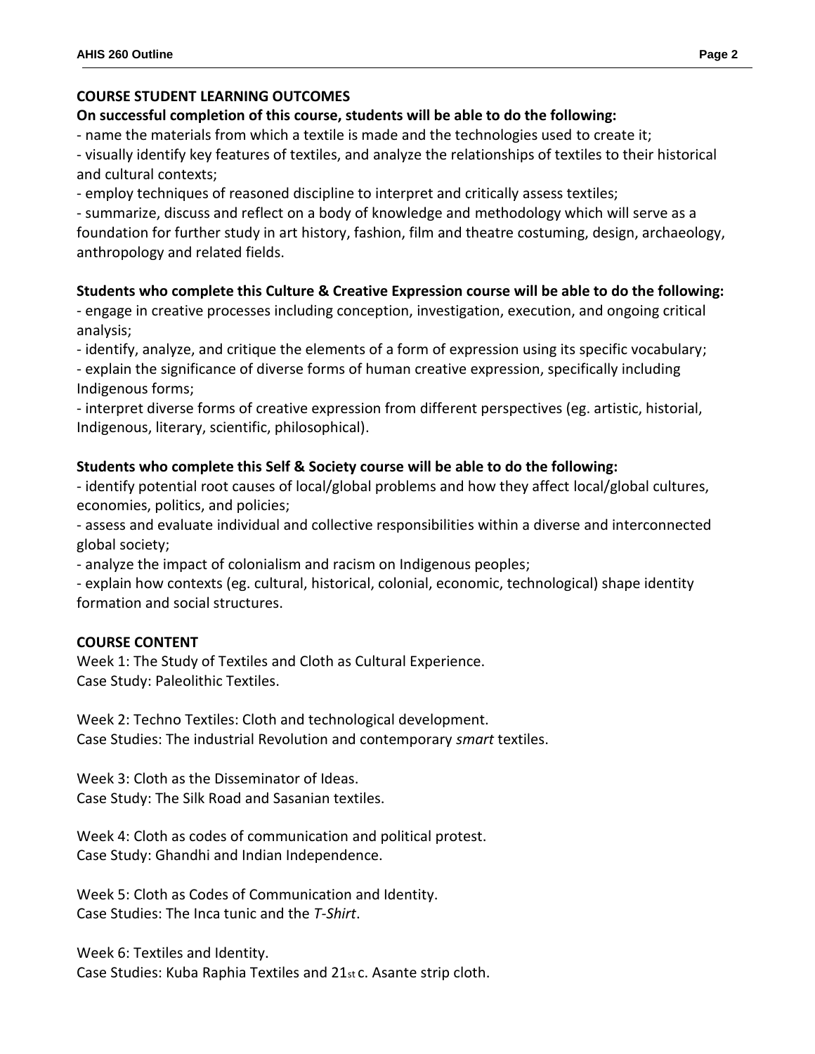## COURSE STUDENT LEARNING OUTCOMES

**On successful completion of this course, students will be able to do the following:**

- name the materials from which a textile is made and the technologies used to create it;
- visually identify key features of textiles, and analyze the relationships of textiles to their historical and cultural contexts;
- employ techniques of reasoned discipline to interpret and critically assess textiles;
- summarize, discuss and reflect on a body of knowledge and methodology which will serve as a foundation for further study in art history, fashion, film and theatre costuming, design, archaeology, anthropology and related fields.

**Students who complete this Culture & Creative Expression course will be able to do the following:**

- engage in creative processes including conception, investigation, execution, and ongoing critical analysis;
- identify, analyze, and critique the elements of a form of expression using its specific vocabulary;
- explain the significance of diverse forms of human creative expression, specifically including Indigenous forms;
- interpret diverse forms of creative expression from different perspectives (eg. artistic, historial, Indigenous, literary, scientific, philosophical).

**Students who complete this Self & Society course will be able to do the following:**

- identify potential root causes of local/global problems and how they affect local/global cultures, economies, politics, and policies;
- assess and evaluate individual and collective responsibilities within a diverse and interconnected global society;
- analyze the impact of colonialism and racism on Indigenous peoples;
- explain how contexts (eg. cultural, historical, colonial, economic, technological) shape identity formation and social structures.

## COURSE CONTENT

Week 1: The Study of Textiles and Cloth as Cultural Experience.
Case Study: Paleolithic Textiles.

Week 2: Techno Textiles: Cloth and technological development.
Case Studies: The industrial Revolution and contemporary *smart* textiles.

Week 3: Cloth as the Disseminator of Ideas.
Case Study: The Silk Road and Sasanian textiles.

Week 4: Cloth as codes of communication and political protest.
Case Study: Ghandhi and Indian Independence.

Week 5: Cloth as Codes of Communication and Identity.
Case Studies: The Inca tunic and the *T-Shirt*.

Week 6: Textiles and Identity.
Case Studies: Kuba Raphia Textiles and 21st c. Asante strip cloth.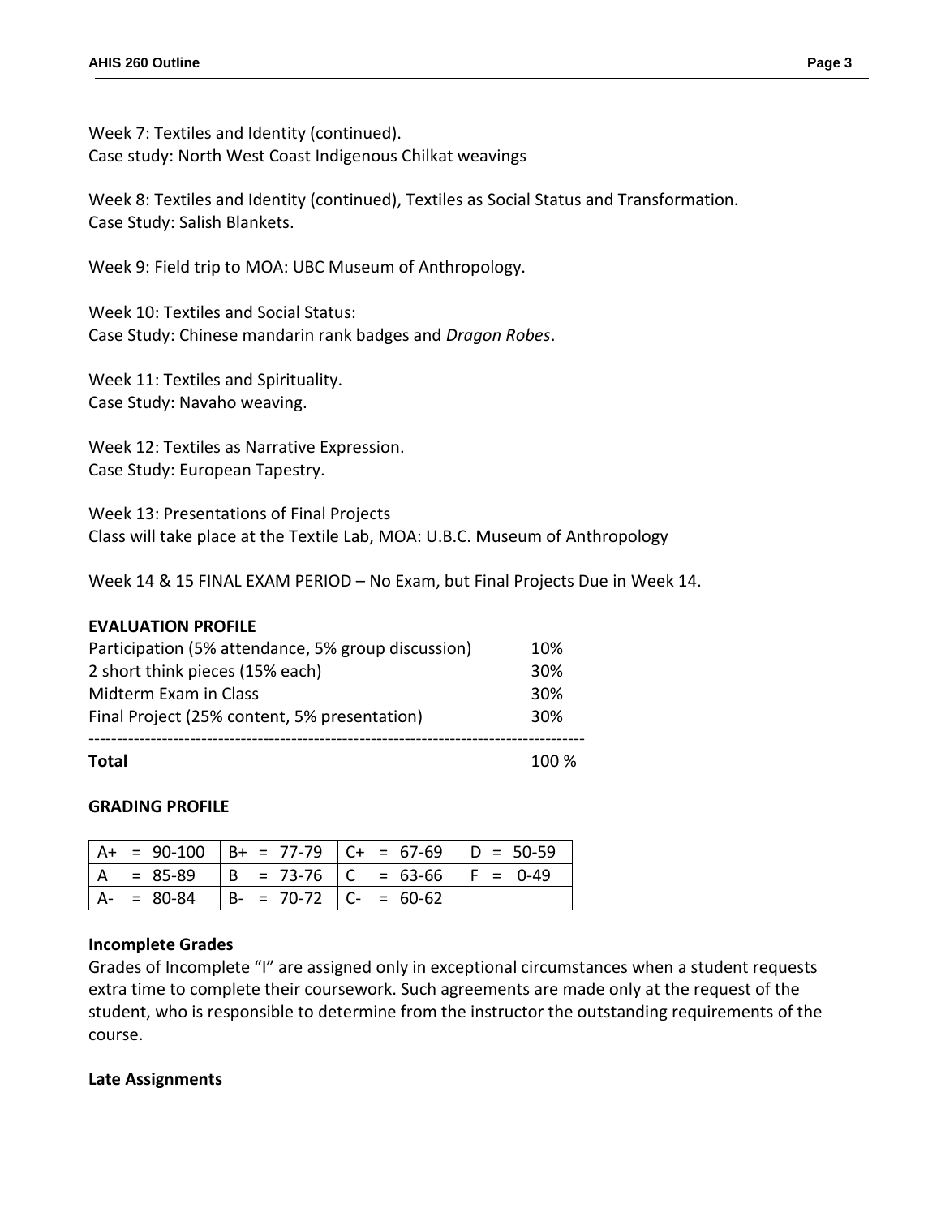Week 7: Textiles and Identity (continued).
Case study: North West Coast Indigenous Chilkat weavings

Week 8: Textiles and Identity (continued), Textiles as Social Status and Transformation.
Case Study: Salish Blankets.

Week 9: Field trip to MOA: UBC Museum of Anthropology.

Week 10: Textiles and Social Status:
Case Study: Chinese mandarin rank badges and *Dragon Robes*.

Week 11: Textiles and Spirituality.
Case Study: Navaho weaving.

Week 12: Textiles as Narrative Expression.
Case Study: European Tapestry.

Week 13: Presentations of Final Projects
Class will take place at the Textile Lab, MOA: U.B.C. Museum of Anthropology

Week 14 & 15 FINAL EXAM PERIOD – No Exam, but Final Projects Due in Week 14.

**EVALUATION PROFILE**

| | |
|---|---|
| Participation (5% attendance, 5% group discussion) | 10% |
| 2 short think pieces (15% each) | 30% |
| Midterm Exam in Class | 30% |
| Final Project (25% content, 5% presentation) | 30% |
| **Total** | 100 % |

**GRADING PROFILE**

| | | | |
|---|---|---|---|
| A+ = 90-100 | B+ = 77-79 | C+ = 67-69 | D = 50-59 |
| A = 85-89 | B = 73-76 | C = 63-66 | F = 0-49 |
| A- = 80-84 | B- = 70-72 | C- = 60-62 | |

**Incomplete Grades**

Grades of Incomplete "I" are assigned only in exceptional circumstances when a student requests extra time to complete their coursework. Such agreements are made only at the request of the student, who is responsible to determine from the instructor the outstanding requirements of the course.

**Late Assignments**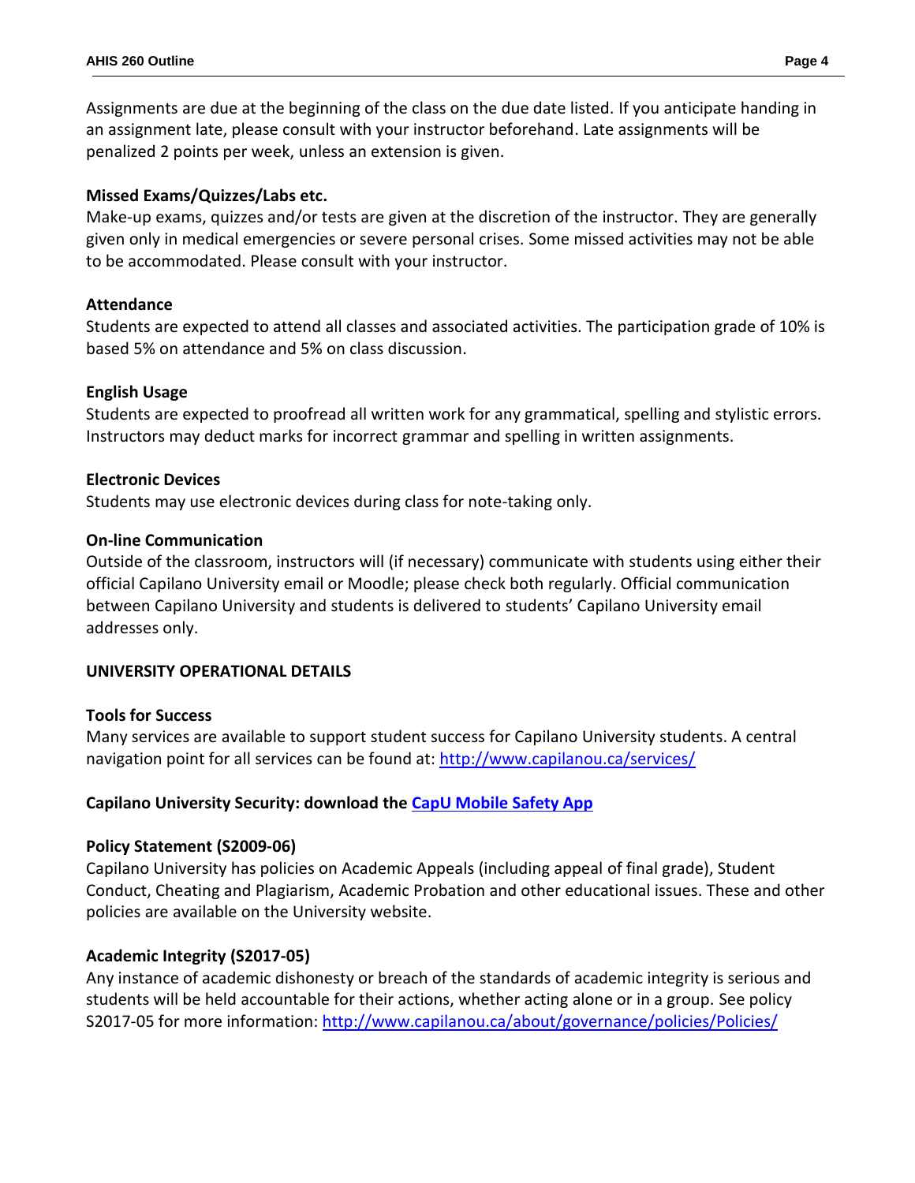Assignments are due at the beginning of the class on the due date listed. If you anticipate handing in an assignment late, please consult with your instructor beforehand. Late assignments will be penalized 2 points per week, unless an extension is given.

**Missed Exams/Quizzes/Labs etc.**

Make-up exams, quizzes and/or tests are given at the discretion of the instructor. They are generally given only in medical emergencies or severe personal crises. Some missed activities may not be able to be accommodated. Please consult with your instructor.

**Attendance**

Students are expected to attend all classes and associated activities. The participation grade of 10% is based 5% on attendance and 5% on class discussion.

**English Usage**

Students are expected to proofread all written work for any grammatical, spelling and stylistic errors. Instructors may deduct marks for incorrect grammar and spelling in written assignments.

**Electronic Devices**

Students may use electronic devices during class for note-taking only.

**On-line Communication**

Outside of the classroom, instructors will (if necessary) communicate with students using either their official Capilano University email or Moodle; please check both regularly. Official communication between Capilano University and students is delivered to students' Capilano University email addresses only.

## UNIVERSITY OPERATIONAL DETAILS

**Tools for Success**

Many services are available to support student success for Capilano University students. A central navigation point for all services can be found at: http://www.capilanou.ca/services/

**Capilano University Security: download the CapU Mobile Safety App**

**Policy Statement (S2009-06)**

Capilano University has policies on Academic Appeals (including appeal of final grade), Student Conduct, Cheating and Plagiarism, Academic Probation and other educational issues. These and other policies are available on the University website.

**Academic Integrity (S2017-05)**

Any instance of academic dishonesty or breach of the standards of academic integrity is serious and students will be held accountable for their actions, whether acting alone or in a group. See policy S2017-05 for more information: http://www.capilanou.ca/about/governance/policies/Policies/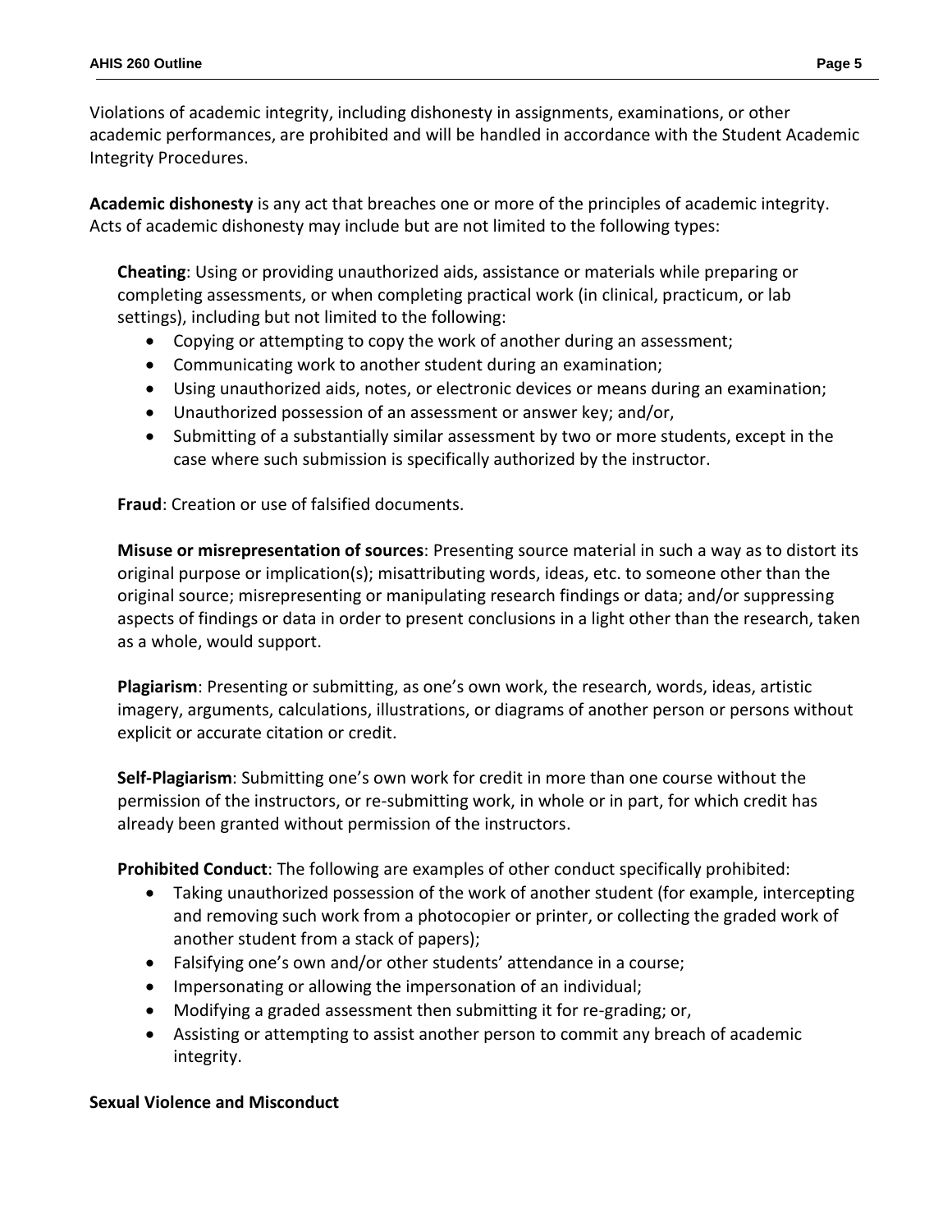Violations of academic integrity, including dishonesty in assignments, examinations, or other academic performances, are prohibited and will be handled in accordance with the Student Academic Integrity Procedures.

**Academic dishonesty** is any act that breaches one or more of the principles of academic integrity. Acts of academic dishonesty may include but are not limited to the following types:

**Cheating**: Using or providing unauthorized aids, assistance or materials while preparing or completing assessments, or when completing practical work (in clinical, practicum, or lab settings), including but not limited to the following:

- Copying or attempting to copy the work of another during an assessment;
- Communicating work to another student during an examination;
- Using unauthorized aids, notes, or electronic devices or means during an examination;
- Unauthorized possession of an assessment or answer key; and/or,
- Submitting of a substantially similar assessment by two or more students, except in the case where such submission is specifically authorized by the instructor.

**Fraud**: Creation or use of falsified documents.

**Misuse or misrepresentation of sources**: Presenting source material in such a way as to distort its original purpose or implication(s); misattributing words, ideas, etc. to someone other than the original source; misrepresenting or manipulating research findings or data; and/or suppressing aspects of findings or data in order to present conclusions in a light other than the research, taken as a whole, would support.

**Plagiarism**: Presenting or submitting, as one's own work, the research, words, ideas, artistic imagery, arguments, calculations, illustrations, or diagrams of another person or persons without explicit or accurate citation or credit.

**Self-Plagiarism**: Submitting one's own work for credit in more than one course without the permission of the instructors, or re-submitting work, in whole or in part, for which credit has already been granted without permission of the instructors.

**Prohibited Conduct**: The following are examples of other conduct specifically prohibited:

- Taking unauthorized possession of the work of another student (for example, intercepting and removing such work from a photocopier or printer, or collecting the graded work of another student from a stack of papers);
- Falsifying one's own and/or other students' attendance in a course;
- Impersonating or allowing the impersonation of an individual;
- Modifying a graded assessment then submitting it for re-grading; or,
- Assisting or attempting to assist another person to commit any breach of academic integrity.

**Sexual Violence and Misconduct**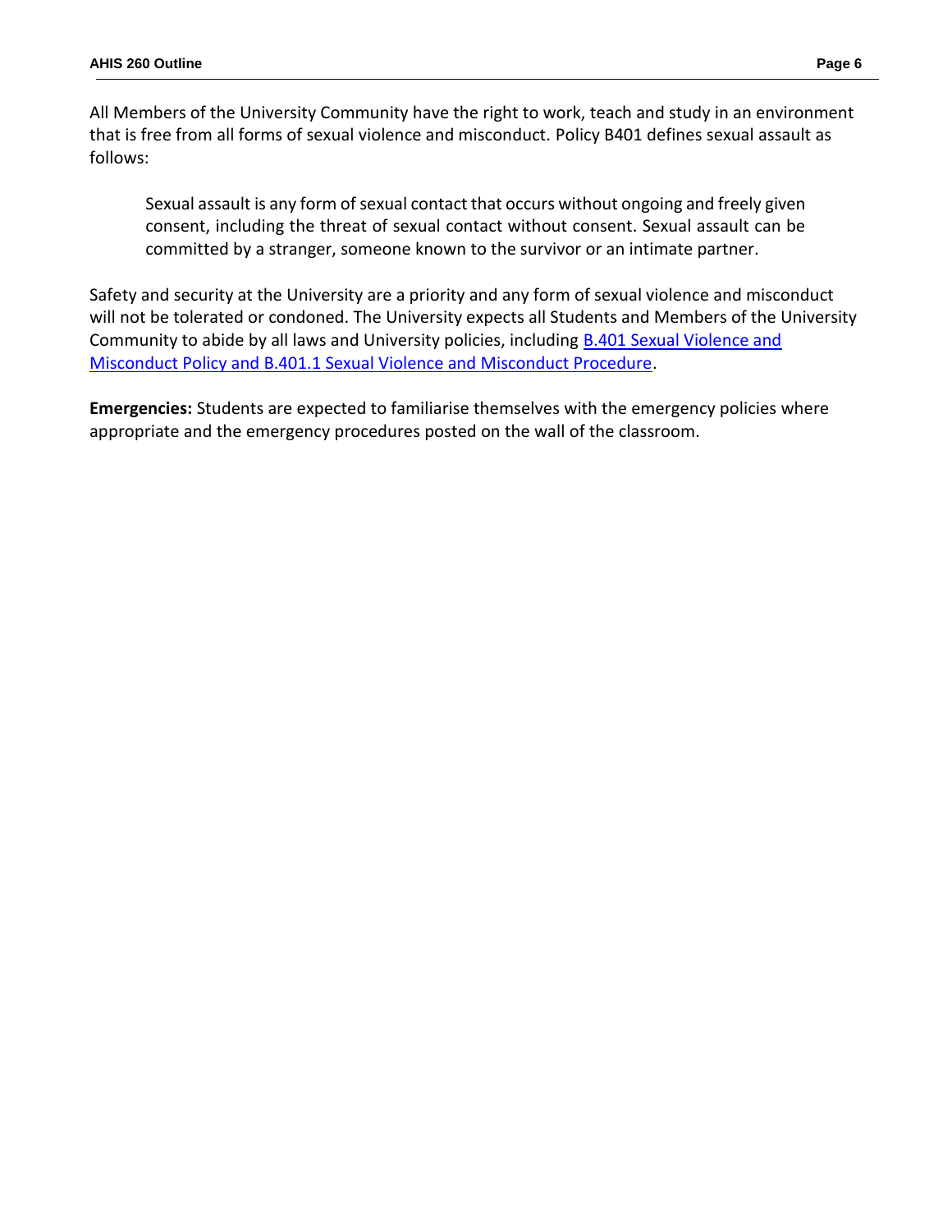All Members of the University Community have the right to work, teach and study in an environment that is free from all forms of sexual violence and misconduct. Policy B401 defines sexual assault as follows:

> Sexual assault is any form of sexual contact that occurs without ongoing and freely given consent, including the threat of sexual contact without consent. Sexual assault can be committed by a stranger, someone known to the survivor or an intimate partner.

Safety and security at the University are a priority and any form of sexual violence and misconduct will not be tolerated or condoned. The University expects all Students and Members of the University Community to abide by all laws and University policies, including B.401 Sexual Violence and Misconduct Policy and B.401.1 Sexual Violence and Misconduct Procedure.

**Emergencies:** Students are expected to familiarise themselves with the emergency policies where appropriate and the emergency procedures posted on the wall of the classroom.